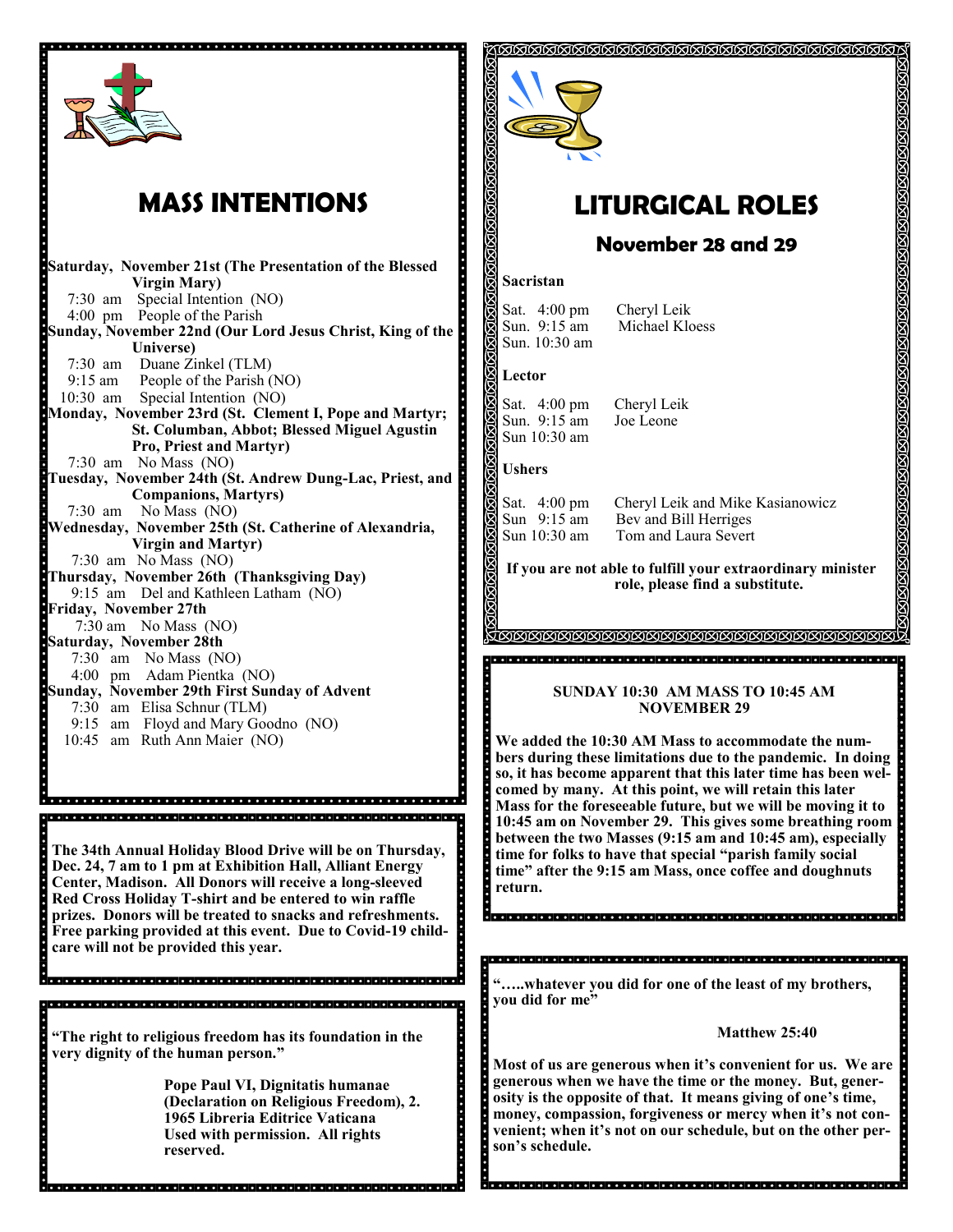## MASS INTENTIONS

**Saturday, November 21st (The Presentation of the Blessed Virgin Mary)**
7:30 am Special Intention (NO)
4:00 pm People of the Parish

**Sunday, November 22nd (Our Lord Jesus Christ, King of the Universe)**
7:30 am Duane Zinkel (TLM)
9:15 am People of the Parish (NO)
10:30 am Special Intention (NO)

**Monday, November 23rd (St. Clement I, Pope and Martyr; St. Columban, Abbot; Blessed Miguel Agustin Pro, Priest and Martyr)**
7:30 am No Mass (NO)

**Tuesday, November 24th (St. Andrew Dung-Lac, Priest, and Companions, Martyrs)**
7:30 am No Mass (NO)

**Wednesday, November 25th (St. Catherine of Alexandria, Virgin and Martyr)**
7:30 am No Mass (NO)

**Thursday, November 26th (Thanksgiving Day)**
9:15 am Del and Kathleen Latham (NO)

**Friday, November 27th**
7:30 am No Mass (NO)

**Saturday, November 28th**
7:30 am No Mass (NO)
4:00 pm Adam Pientka (NO)

**Sunday, November 29th First Sunday of Advent**
7:30 am Elisa Schnur (TLM)
9:15 am Floyd and Mary Goodno (NO)
10:45 am Ruth Ann Maier (NO)

**The 34th Annual Holiday Blood Drive will be on Thursday, Dec. 24, 7 am to 1 pm at Exhibition Hall, Alliant Energy Center, Madison. All Donors will receive a long-sleeved Red Cross Holiday T-shirt and be entered to win raffle prizes. Donors will be treated to snacks and refreshments. Free parking provided at this event. Due to Covid-19 childcare will not be provided this year.**

**"The right to religious freedom has its foundation in the very dignity of the human person."**

**Pope Paul VI, Dignitatis humanae (Declaration on Religious Freedom), 2. 1965 Libreria Editrice Vaticana Used with permission. All rights reserved.**

## LITURGICAL ROLES

### November 28 and 29

**Sacristan**

Sat. 4:00 pm Cheryl Leik
Sun. 9:15 am Michael Kloess
Sun. 10:30 am

**Lector**

Sat. 4:00 pm Cheryl Leik
Sun. 9:15 am Joe Leone
Sun 10:30 am

**Ushers**

Sat. 4:00 pm Cheryl Leik and Mike Kasianowicz
Sun 9:15 am Bev and Bill Herriges
Sun 10:30 am Tom and Laura Severt

**If you are not able to fulfill your extraordinary minister role, please find a substitute.**

**SUNDAY 10:30 AM MASS TO 10:45 AM NOVEMBER 29**

**We added the 10:30 AM Mass to accommodate the numbers during these limitations due to the pandemic. In doing so, it has become apparent that this later time has been welcomed by many. At this point, we will retain this later Mass for the foreseeable future, but we will be moving it to 10:45 am on November 29. This gives some breathing room between the two Masses (9:15 am and 10:45 am), especially time for folks to have that special "parish family social time" after the 9:15 am Mass, once coffee and doughnuts return.**

**"…..whatever you did for one of the least of my brothers, you did for me"**

**Matthew 25:40**

**Most of us are generous when it's convenient for us. We are generous when we have the time or the money. But, generosity is the opposite of that. It means giving of one's time, money, compassion, forgiveness or mercy when it's not convenient; when it's not on our schedule, but on the other person's schedule.**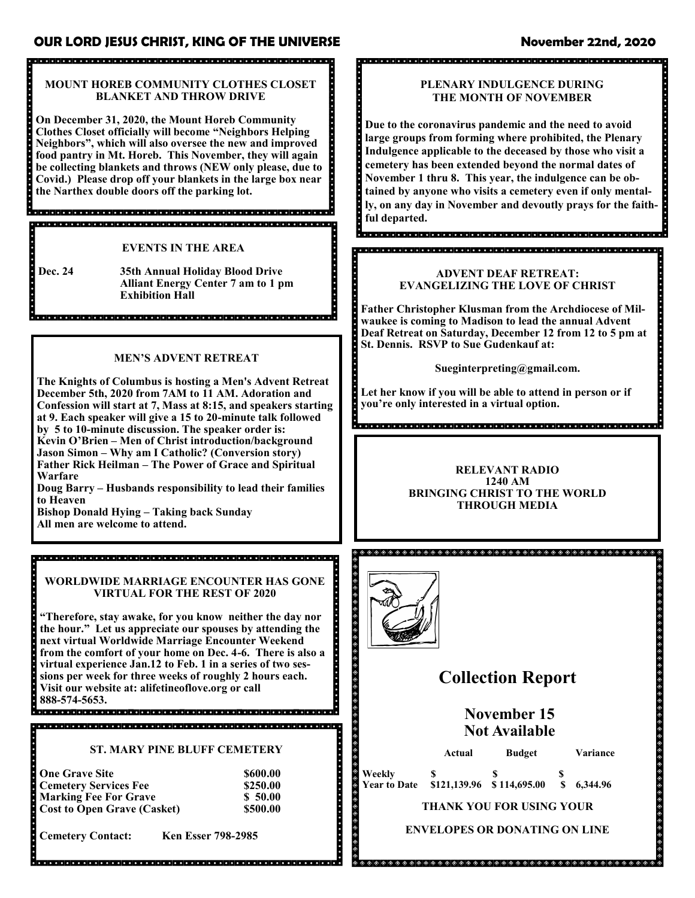## MOUNT HOREB COMMUNITY CLOTHES CLOSET BLANKET AND THROW DRIVE

**On December 31, 2020, the Mount Horeb Community Clothes Closet officially will become "Neighbors Helping Neighbors", which will also oversee the new and improved food pantry in Mt. Horeb. This November, they will again be collecting blankets and throws (NEW only please, due to Covid.) Please drop off your blankets in the large box near the Narthex double doors off the parking lot.**

## EVENTS IN THE AREA

| | |
|---|---|
| **Dec. 24** | **35th Annual Holiday Blood Drive Alliant Energy Center 7 am to 1 pm Exhibition Hall** |

## MEN'S ADVENT RETREAT

**The Knights of Columbus is hosting a Men's Advent Retreat December 5th, 2020 from 7AM to 11 AM. Adoration and Confession will start at 7, Mass at 8:15, and speakers starting at 9. Each speaker will give a 15 to 20-minute talk followed by 5 to 10-minute discussion. The speaker order is:**
**Kevin O'Brien – Men of Christ introduction/background**
**Jason Simon – Why am I Catholic? (Conversion story)**
**Father Rick Heilman – The Power of Grace and Spiritual Warfare**
**Doug Barry – Husbands responsibility to lead their families to Heaven**
**Bishop Donald Hying – Taking back Sunday**
**All men are welcome to attend.**

## WORLDWIDE MARRIAGE ENCOUNTER HAS GONE VIRTUAL FOR THE REST OF 2020

**"Therefore, stay awake, for you know neither the day nor the hour." Let us appreciate our spouses by attending the next virtual Worldwide Marriage Encounter Weekend from the comfort of your home on Dec. 4-6. There is also a virtual experience Jan.12 to Feb. 1 in a series of two sessions per week for three weeks of roughly 2 hours each. Visit our website at: alifetineoflove.org or call 888-574-5653.**

## ST. MARY PINE BLUFF CEMETERY

| | |
|---|---|
| **One Grave Site** | **$600.00** |
| **Cemetery Services Fee** | **$250.00** |
| **Marking Fee For Grave** | **$ 50.00** |
| **Cost to Open Grave (Casket)** | **$500.00** |

**Cemetery Contact: Ken Esser 798-2985**

## PLENARY INDULGENCE DURING THE MONTH OF NOVEMBER

**Due to the coronavirus pandemic and the need to avoid large groups from forming where prohibited, the Plenary Indulgence applicable to the deceased by those who visit a cemetery has been extended beyond the normal dates of November 1 thru 8. This year, the indulgence can be obtained by anyone who visits a cemetery even if only mentally, on any day in November and devoutly prays for the faithful departed.**

## ADVENT DEAF RETREAT: EVANGELIZING THE LOVE OF CHRIST

**Father Christopher Klusman from the Archdiocese of Milwaukee is coming to Madison to lead the annual Advent Deaf Retreat on Saturday, December 12 from 12 to 5 pm at St. Dennis. RSVP to Sue Gudenkauf at:**

**Sueginterpreting@gmail.com.**

**Let her know if you will be able to attend in person or if you're only interested in a virtual option.**

## RELEVANT RADIO 1240 AM BRINGING CHRIST TO THE WORLD THROUGH MEDIA

# Collection Report

## November 15 Not Available

| | Actual | Budget | Variance |
|---|---|---|---|
| **Weekly** | **$** | **$** | **$** |
| **Year to Date** | **$121,139.96** | **$ 114,695.00** | **$ 6,344.96** |

**THANK YOU FOR USING YOUR ENVELOPES OR DONATING ON LINE**